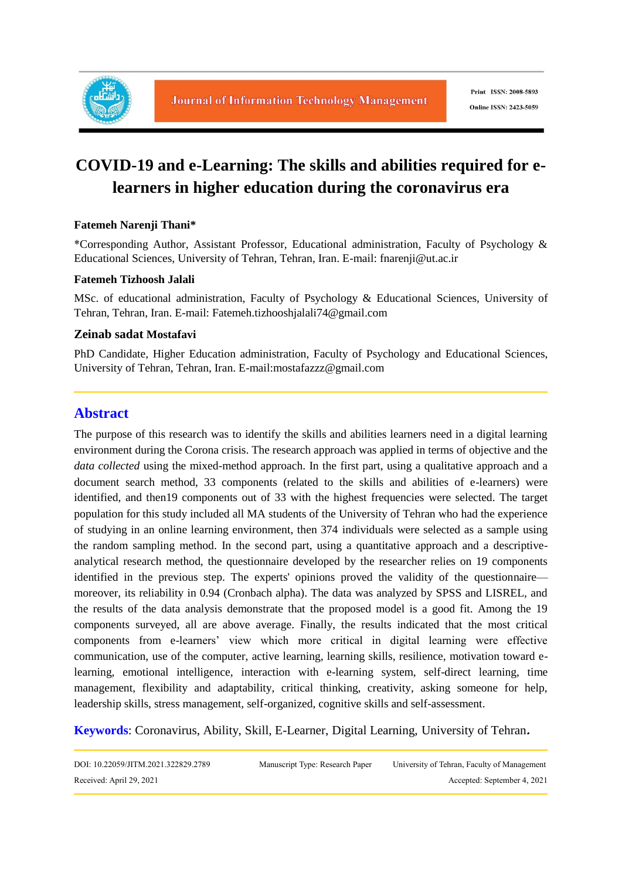# COVID-19 and e-Learning: The skills and abilities required for e-learners in higher education during the coronavirus era

**Fatemeh Narenji Thani***

*Corresponding Author, Assistant Professor, Educational administration, Faculty of Psychology & Educational Sciences, University of Tehran, Tehran, Iran. E-mail: fnarenji@ut.ac.ir

**Fatemeh Tizhoosh Jalali**

MSc. of educational administration, Faculty of Psychology & Educational Sciences, University of Tehran, Tehran, Iran. E-mail: Fatemeh.tizhooshjalali74@gmail.com

**Zeinab sadat Mostafavi**

PhD Candidate, Higher Education administration, Faculty of Psychology and Educational Sciences, University of Tehran, Tehran, Iran. E-mail:mostafazzz@gmail.com

## Abstract

The purpose of this research was to identify the skills and abilities learners need in a digital learning environment during the Corona crisis. The research approach was applied in terms of objective and the *data collected* using the mixed-method approach. In the first part, using a qualitative approach and a document search method, 33 components (related to the skills and abilities of e-learners) were identified, and then19 components out of 33 with the highest frequencies were selected. The target population for this study included all MA students of the University of Tehran who had the experience of studying in an online learning environment, then 374 individuals were selected as a sample using the random sampling method. In the second part, using a quantitative approach and a descriptive-analytical research method, the questionnaire developed by the researcher relies on 19 components identified in the previous step. The experts' opinions proved the validity of the questionnaire—moreover, its reliability in 0.94 (Cronbach alpha). The data was analyzed by SPSS and LISREL, and the results of the data analysis demonstrate that the proposed model is a good fit. Among the 19 components surveyed, all are above average. Finally, the results indicated that the most critical components from e-learners' view which more critical in digital learning were effective communication, use of the computer, active learning, learning skills, resilience, motivation toward e-learning, emotional intelligence, interaction with e-learning system, self-direct learning, time management, flexibility and adaptability, critical thinking, creativity, asking someone for help, leadership skills, stress management, self-organized, cognitive skills and self-assessment.

**Keywords**: Coronavirus, Ability, Skill, E-Learner, Digital Learning, University of Tehran.

DOI: 10.22059/JITM.2021.322829.2789 | Manuscript Type: Research Paper | University of Tehran, Faculty of Management

Received: April 29, 2021 | Accepted: September 4, 2021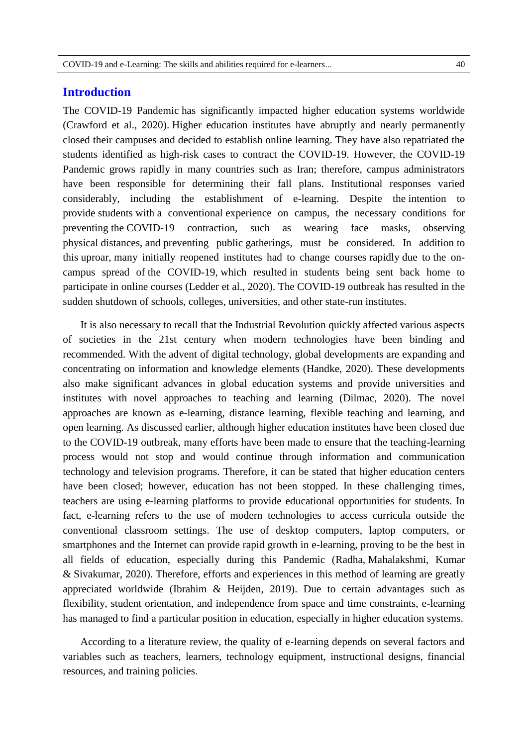## Introduction

The COVID-19 Pandemic has significantly impacted higher education systems worldwide (Crawford et al., 2020). Higher education institutes have abruptly and nearly permanently closed their campuses and decided to establish online learning. They have also repatriated the students identified as high-risk cases to contract the COVID-19. However, the COVID-19 Pandemic grows rapidly in many countries such as Iran; therefore, campus administrators have been responsible for determining their fall plans. Institutional responses varied considerably, including the establishment of e-learning. Despite the intention to provide students with a conventional experience on campus, the necessary conditions for preventing the COVID-19 contraction, such as wearing face masks, observing physical distances, and preventing public gatherings, must be considered. In addition to this uproar, many initially reopened institutes had to change courses rapidly due to the on-campus spread of the COVID-19, which resulted in students being sent back home to participate in online courses (Ledder et al., 2020). The COVID-19 outbreak has resulted in the sudden shutdown of schools, colleges, universities, and other state-run institutes.

It is also necessary to recall that the Industrial Revolution quickly affected various aspects of societies in the 21st century when modern technologies have been binding and recommended. With the advent of digital technology, global developments are expanding and concentrating on information and knowledge elements (Handke, 2020). These developments also make significant advances in global education systems and provide universities and institutes with novel approaches to teaching and learning (Dilmac, 2020). The novel approaches are known as e-learning, distance learning, flexible teaching and learning, and open learning. As discussed earlier, although higher education institutes have been closed due to the COVID-19 outbreak, many efforts have been made to ensure that the teaching-learning process would not stop and would continue through information and communication technology and television programs. Therefore, it can be stated that higher education centers have been closed; however, education has not been stopped. In these challenging times, teachers are using e-learning platforms to provide educational opportunities for students. In fact, e-learning refers to the use of modern technologies to access curricula outside the conventional classroom settings. The use of desktop computers, laptop computers, or smartphones and the Internet can provide rapid growth in e-learning, proving to be the best in all fields of education, especially during this Pandemic (Radha, Mahalakshmi, Kumar & Sivakumar, 2020). Therefore, efforts and experiences in this method of learning are greatly appreciated worldwide (Ibrahim & Heijden, 2019). Due to certain advantages such as flexibility, student orientation, and independence from space and time constraints, e-learning has managed to find a particular position in education, especially in higher education systems.

According to a literature review, the quality of e-learning depends on several factors and variables such as teachers, learners, technology equipment, instructional designs, financial resources, and training policies.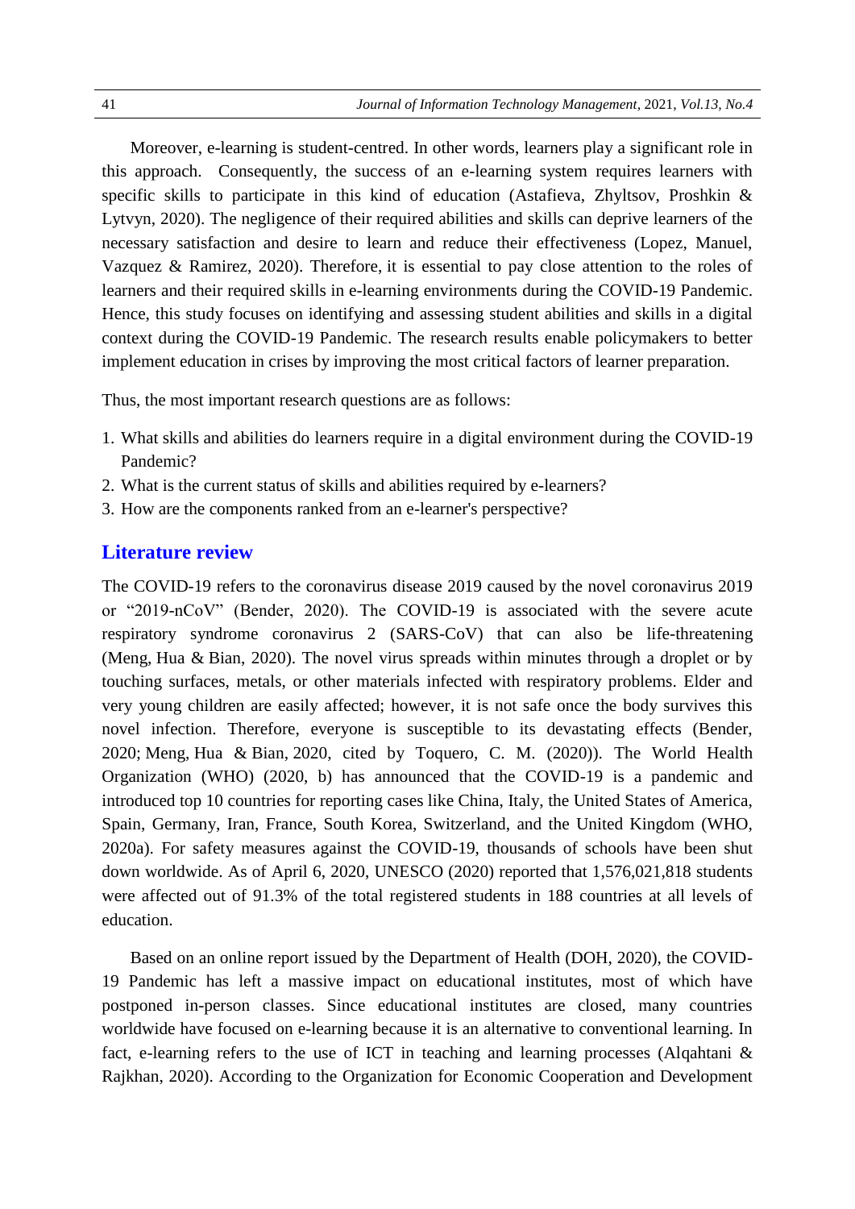Moreover, e-learning is student-centred. In other words, learners play a significant role in this approach. Consequently, the success of an e-learning system requires learners with specific skills to participate in this kind of education (Astafieva, Zhyltsov, Proshkin & Lytvyn, 2020). The negligence of their required abilities and skills can deprive learners of the necessary satisfaction and desire to learn and reduce their effectiveness (Lopez, Manuel, Vazquez & Ramirez, 2020). Therefore, it is essential to pay close attention to the roles of learners and their required skills in e-learning environments during the COVID-19 Pandemic. Hence, this study focuses on identifying and assessing student abilities and skills in a digital context during the COVID-19 Pandemic. The research results enable policymakers to better implement education in crises by improving the most critical factors of learner preparation.

Thus, the most important research questions are as follows:

1. What skills and abilities do learners require in a digital environment during the COVID-19 Pandemic?
2. What is the current status of skills and abilities required by e-learners?
3. How are the components ranked from an e-learner's perspective?

## Literature review

The COVID-19 refers to the coronavirus disease 2019 caused by the novel coronavirus 2019 or "2019-nCoV" (Bender, 2020). The COVID-19 is associated with the severe acute respiratory syndrome coronavirus 2 (SARS-CoV) that can also be life-threatening (Meng, Hua & Bian, 2020). The novel virus spreads within minutes through a droplet or by touching surfaces, metals, or other materials infected with respiratory problems. Elder and very young children are easily affected; however, it is not safe once the body survives this novel infection. Therefore, everyone is susceptible to its devastating effects (Bender, 2020; Meng, Hua & Bian, 2020, cited by Toquero, C. M. (2020)). The World Health Organization (WHO) (2020, b) has announced that the COVID-19 is a pandemic and introduced top 10 countries for reporting cases like China, Italy, the United States of America, Spain, Germany, Iran, France, South Korea, Switzerland, and the United Kingdom (WHO, 2020a). For safety measures against the COVID-19, thousands of schools have been shut down worldwide. As of April 6, 2020, UNESCO (2020) reported that 1,576,021,818 students were affected out of 91.3% of the total registered students in 188 countries at all levels of education.

Based on an online report issued by the Department of Health (DOH, 2020), the COVID-19 Pandemic has left a massive impact on educational institutes, most of which have postponed in-person classes. Since educational institutes are closed, many countries worldwide have focused on e-learning because it is an alternative to conventional learning. In fact, e-learning refers to the use of ICT in teaching and learning processes (Alqahtani & Rajkhan, 2020). According to the Organization for Economic Cooperation and Development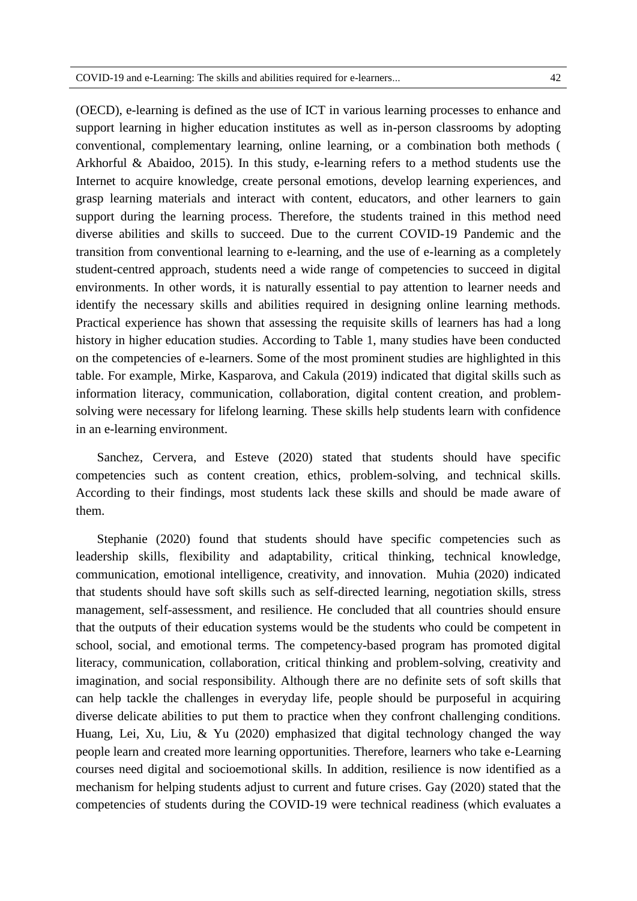(OECD), e-learning is defined as the use of ICT in various learning processes to enhance and support learning in higher education institutes as well as in-person classrooms by adopting conventional, complementary learning, online learning, or a combination both methods ( Arkhorful & Abaidoo, 2015). In this study, e-learning refers to a method students use the Internet to acquire knowledge, create personal emotions, develop learning experiences, and grasp learning materials and interact with content, educators, and other learners to gain support during the learning process. Therefore, the students trained in this method need diverse abilities and skills to succeed. Due to the current COVID-19 Pandemic and the transition from conventional learning to e-learning, and the use of e-learning as a completely student-centred approach, students need a wide range of competencies to succeed in digital environments. In other words, it is naturally essential to pay attention to learner needs and identify the necessary skills and abilities required in designing online learning methods. Practical experience has shown that assessing the requisite skills of learners has had a long history in higher education studies. According to Table 1, many studies have been conducted on the competencies of e-learners. Some of the most prominent studies are highlighted in this table. For example, Mirke, Kasparova, and Cakula (2019) indicated that digital skills such as information literacy, communication, collaboration, digital content creation, and problem-solving were necessary for lifelong learning. These skills help students learn with confidence in an e-learning environment.

Sanchez, Cervera, and Esteve (2020) stated that students should have specific competencies such as content creation, ethics, problem-solving, and technical skills. According to their findings, most students lack these skills and should be made aware of them.

Stephanie (2020) found that students should have specific competencies such as leadership skills, flexibility and adaptability, critical thinking, technical knowledge, communication, emotional intelligence, creativity, and innovation. Muhia (2020) indicated that students should have soft skills such as self-directed learning, negotiation skills, stress management, self-assessment, and resilience. He concluded that all countries should ensure that the outputs of their education systems would be the students who could be competent in school, social, and emotional terms. The competency-based program has promoted digital literacy, communication, collaboration, critical thinking and problem-solving, creativity and imagination, and social responsibility. Although there are no definite sets of soft skills that can help tackle the challenges in everyday life, people should be purposeful in acquiring diverse delicate abilities to put them to practice when they confront challenging conditions. Huang, Lei, Xu, Liu, & Yu (2020) emphasized that digital technology changed the way people learn and created more learning opportunities. Therefore, learners who take e-Learning courses need digital and socioemotional skills. In addition, resilience is now identified as a mechanism for helping students adjust to current and future crises. Gay (2020) stated that the competencies of students during the COVID-19 were technical readiness (which evaluates a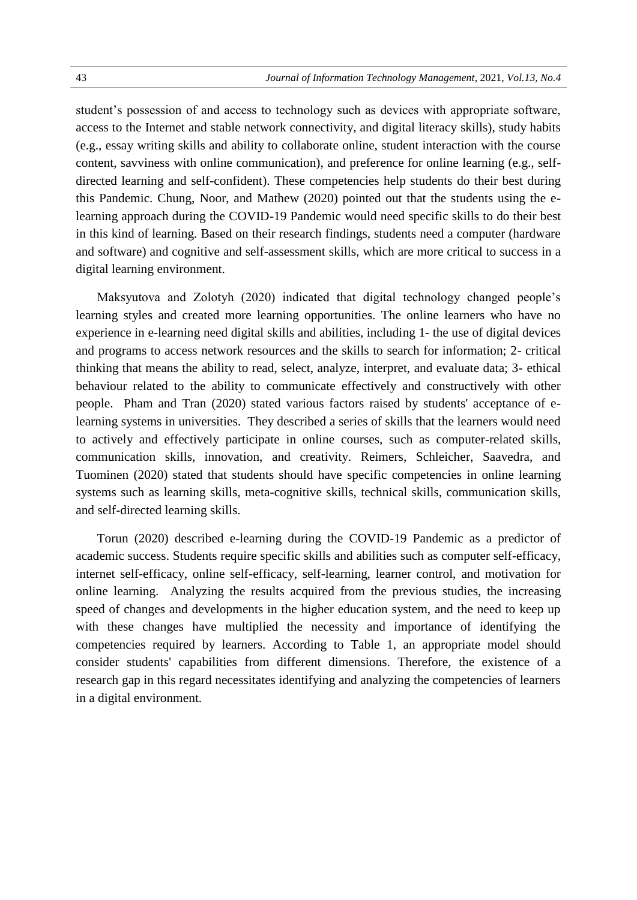student's possession of and access to technology such as devices with appropriate software, access to the Internet and stable network connectivity, and digital literacy skills), study habits (e.g., essay writing skills and ability to collaborate online, student interaction with the course content, savviness with online communication), and preference for online learning (e.g., self-directed learning and self-confident). These competencies help students do their best during this Pandemic. Chung, Noor, and Mathew (2020) pointed out that the students using the e-learning approach during the COVID-19 Pandemic would need specific skills to do their best in this kind of learning. Based on their research findings, students need a computer (hardware and software) and cognitive and self-assessment skills, which are more critical to success in a digital learning environment.

Maksyutova and Zolotyh (2020) indicated that digital technology changed people's learning styles and created more learning opportunities. The online learners who have no experience in e-learning need digital skills and abilities, including 1- the use of digital devices and programs to access network resources and the skills to search for information; 2- critical thinking that means the ability to read, select, analyze, interpret, and evaluate data; 3- ethical behaviour related to the ability to communicate effectively and constructively with other people. Pham and Tran (2020) stated various factors raised by students' acceptance of e-learning systems in universities. They described a series of skills that the learners would need to actively and effectively participate in online courses, such as computer-related skills, communication skills, innovation, and creativity. Reimers, Schleicher, Saavedra, and Tuominen (2020) stated that students should have specific competencies in online learning systems such as learning skills, meta-cognitive skills, technical skills, communication skills, and self-directed learning skills.

Torun (2020) described e-learning during the COVID-19 Pandemic as a predictor of academic success. Students require specific skills and abilities such as computer self-efficacy, internet self-efficacy, online self-efficacy, self-learning, learner control, and motivation for online learning. Analyzing the results acquired from the previous studies, the increasing speed of changes and developments in the higher education system, and the need to keep up with these changes have multiplied the necessity and importance of identifying the competencies required by learners. According to Table 1, an appropriate model should consider students' capabilities from different dimensions. Therefore, the existence of a research gap in this regard necessitates identifying and analyzing the competencies of learners in a digital environment.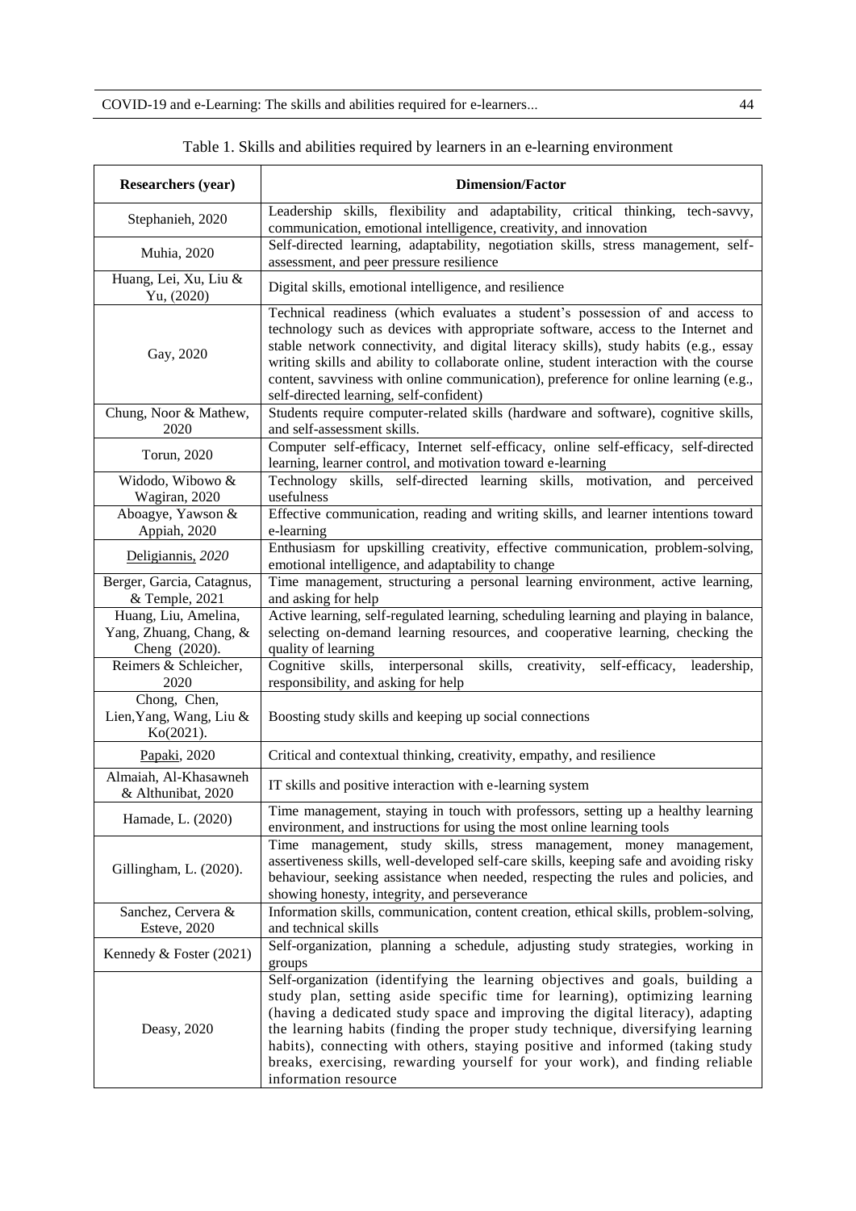Table 1. Skills and abilities required by learners in an e-learning environment

| Researchers (year) | Dimension/Factor |
|---|---|
| Stephanieh, 2020 | Leadership skills, flexibility and adaptability, critical thinking, tech-savvy, communication, emotional intelligence, creativity, and innovation |
| Muhia, 2020 | Self-directed learning, adaptability, negotiation skills, stress management, self-assessment, and peer pressure resilience |
| Huang, Lei, Xu, Liu & Yu, (2020) | Digital skills, emotional intelligence, and resilience |
| Gay, 2020 | Technical readiness (which evaluates a student's possession of and access to technology such as devices with appropriate software, access to the Internet and stable network connectivity, and digital literacy skills), study habits (e.g., essay writing skills and ability to collaborate online, student interaction with the course content, savviness with online communication), preference for online learning (e.g., self-directed learning, self-confident) |
| Chung, Noor & Mathew, 2020 | Students require computer-related skills (hardware and software), cognitive skills, and self-assessment skills. |
| Torun, 2020 | Computer self-efficacy, Internet self-efficacy, online self-efficacy, self-directed learning, learner control, and motivation toward e-learning |
| Widodo, Wibowo & Wagiran, 2020 | Technology skills, self-directed learning skills, motivation, and perceived usefulness |
| Aboagye, Yawson & Appiah, 2020 | Effective communication, reading and writing skills, and learner intentions toward e-learning |
| Deligiannis, *2020* | Enthusiasm for upskilling creativity, effective communication, problem-solving, emotional intelligence, and adaptability to change |
| Berger, Garcia, Catagnus, & Temple, 2021 | Time management, structuring a personal learning environment, active learning, and asking for help |
| Huang, Liu, Amelina, Yang, Zhuang, Chang, & Cheng (2020). | Active learning, self-regulated learning, scheduling learning and playing in balance, selecting on-demand learning resources, and cooperative learning, checking the quality of learning |
| Reimers & Schleicher, 2020 | Cognitive skills, interpersonal skills, creativity, self-efficacy, leadership, responsibility, and asking for help |
| Chong, Chen, Lien,Yang, Wang, Liu & Ko(2021). | Boosting study skills and keeping up social connections |
| Papaki, 2020 | Critical and contextual thinking, creativity, empathy, and resilience |
| Almaiah, Al-Khasawneh & Althunibat, 2020 | IT skills and positive interaction with e-learning system |
| Hamade, L. (2020) | Time management, staying in touch with professors, setting up a healthy learning environment, and instructions for using the most online learning tools |
| Gillingham, L. (2020). | Time management, study skills, stress management, money management, assertiveness skills, well-developed self-care skills, keeping safe and avoiding risky behaviour, seeking assistance when needed, respecting the rules and policies, and showing honesty, integrity, and perseverance |
| Sanchez, Cervera & Esteve, 2020 | Information skills, communication, content creation, ethical skills, problem-solving, and technical skills |
| Kennedy & Foster (2021) | Self-organization, planning a schedule, adjusting study strategies, working in groups |
| Deasy, 2020 | Self-organization (identifying the learning objectives and goals, building a study plan, setting aside specific time for learning), optimizing learning (having a dedicated study space and improving the digital literacy), adapting the learning habits (finding the proper study technique, diversifying learning habits), connecting with others, staying positive and informed (taking study breaks, exercising, rewarding yourself for your work), and finding reliable information resource |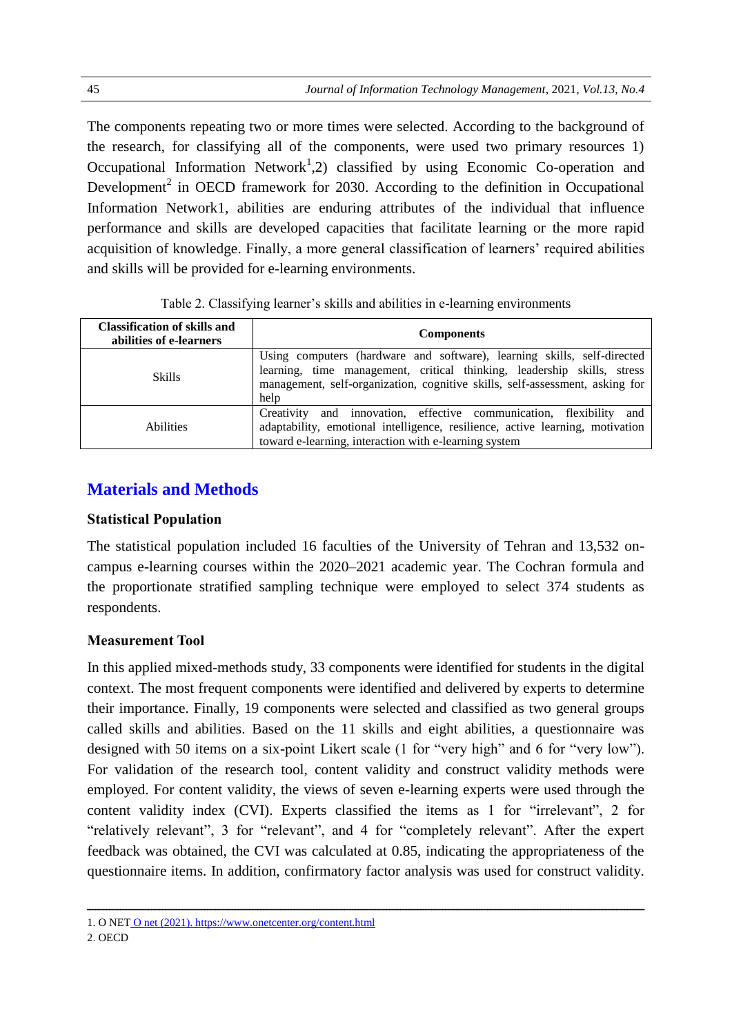The components repeating two or more times were selected. According to the background of the research, for classifying all of the components, were used two primary resources 1) Occupational Information Network[1],2) classified by using Economic Co-operation and Development[2] in OECD framework for 2030. According to the definition in Occupational Information Network1, abilities are enduring attributes of the individual that influence performance and skills are developed capacities that facilitate learning or the more rapid acquisition of knowledge. Finally, a more general classification of learners' required abilities and skills will be provided for e-learning environments.

Table 2. Classifying learner's skills and abilities in e-learning environments

| Classification of skills and abilities of e-learners | Components |
|---|---|
| Skills | Using computers (hardware and software), learning skills, self-directed learning, time management, critical thinking, leadership skills, stress management, self-organization, cognitive skills, self-assessment, asking for help |
| Abilities | Creativity and innovation, effective communication, flexibility and adaptability, emotional intelligence, resilience, active learning, motivation toward e-learning, interaction with e-learning system |

## Materials and Methods

### Statistical Population

The statistical population included 16 faculties of the University of Tehran and 13,532 on-campus e-learning courses within the 2020–2021 academic year. The Cochran formula and the proportionate stratified sampling technique were employed to select 374 students as respondents.

### Measurement Tool

In this applied mixed-methods study, 33 components were identified for students in the digital context. The most frequent components were identified and delivered by experts to determine their importance. Finally, 19 components were selected and classified as two general groups called skills and abilities. Based on the 11 skills and eight abilities, a questionnaire was designed with 50 items on a six-point Likert scale (1 for "very high" and 6 for "very low"). For validation of the research tool, content validity and construct validity methods were employed. For content validity, the views of seven e-learning experts were used through the content validity index (CVI). Experts classified the items as 1 for "irrelevant", 2 for "relatively relevant", 3 for "relevant", and 4 for "completely relevant". After the expert feedback was obtained, the CVI was calculated at 0.85, indicating the appropriateness of the questionnaire items. In addition, confirmatory factor analysis was used for construct validity.

---

1. O NET O net (2021). https://www.onetcenter.org/content.html
2. OECD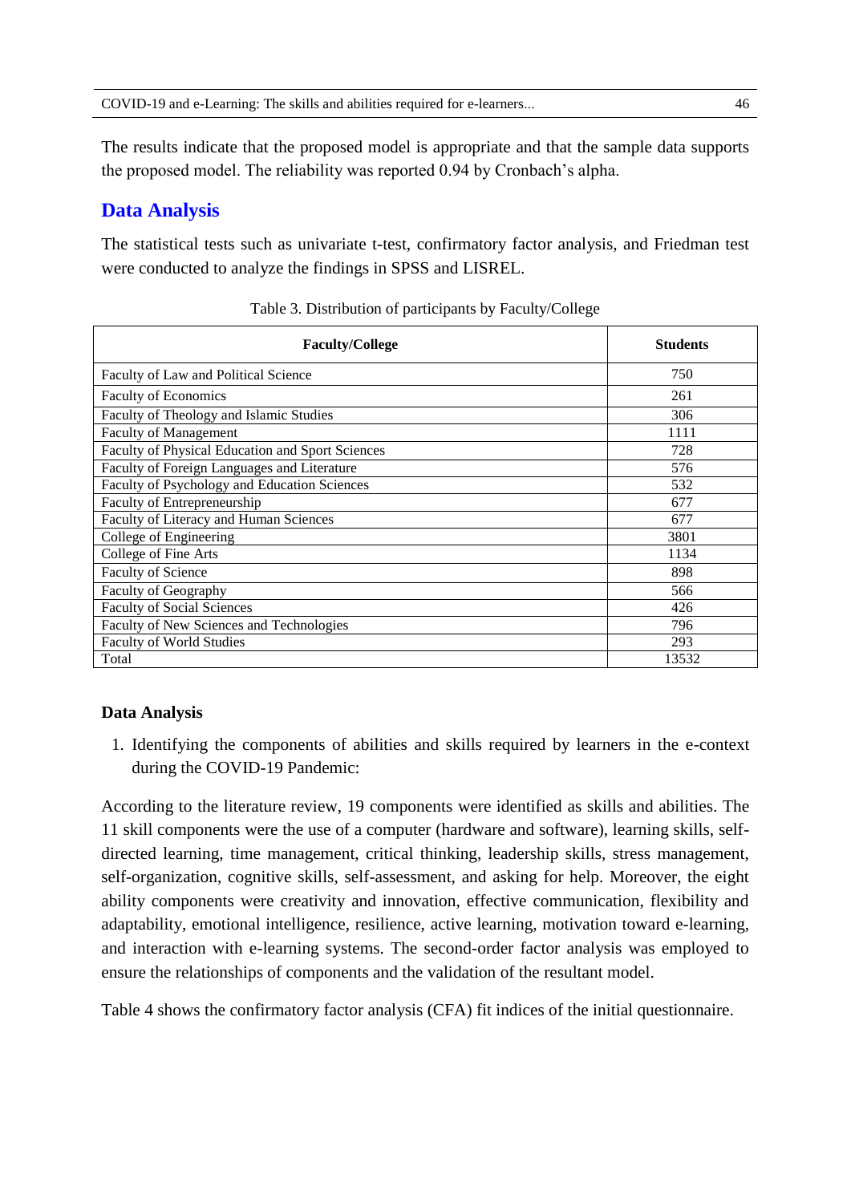The results indicate that the proposed model is appropriate and that the sample data supports the proposed model. The reliability was reported 0.94 by Cronbach's alpha.

## Data Analysis

The statistical tests such as univariate t-test, confirmatory factor analysis, and Friedman test were conducted to analyze the findings in SPSS and LISREL.

Table 3. Distribution of participants by Faculty/College

| Faculty/College | Students |
|---|---|
| Faculty of Law and Political Science | 750 |
| Faculty of Economics | 261 |
| Faculty of Theology and Islamic Studies | 306 |
| Faculty of Management | 1111 |
| Faculty of Physical Education and Sport Sciences | 728 |
| Faculty of Foreign Languages and Literature | 576 |
| Faculty of Psychology and Education Sciences | 532 |
| Faculty of Entrepreneurship | 677 |
| Faculty of Literacy and Human Sciences | 677 |
| College of Engineering | 3801 |
| College of Fine Arts | 1134 |
| Faculty of Science | 898 |
| Faculty of Geography | 566 |
| Faculty of Social Sciences | 426 |
| Faculty of New Sciences and Technologies | 796 |
| Faculty of World Studies | 293 |
| Total | 13532 |

### Data Analysis

1. Identifying the components of abilities and skills required by learners in the e-context during the COVID-19 Pandemic:

According to the literature review, 19 components were identified as skills and abilities. The 11 skill components were the use of a computer (hardware and software), learning skills, self-directed learning, time management, critical thinking, leadership skills, stress management, self-organization, cognitive skills, self-assessment, and asking for help. Moreover, the eight ability components were creativity and innovation, effective communication, flexibility and adaptability, emotional intelligence, resilience, active learning, motivation toward e-learning, and interaction with e-learning systems. The second-order factor analysis was employed to ensure the relationships of components and the validation of the resultant model.

Table 4 shows the confirmatory factor analysis (CFA) fit indices of the initial questionnaire.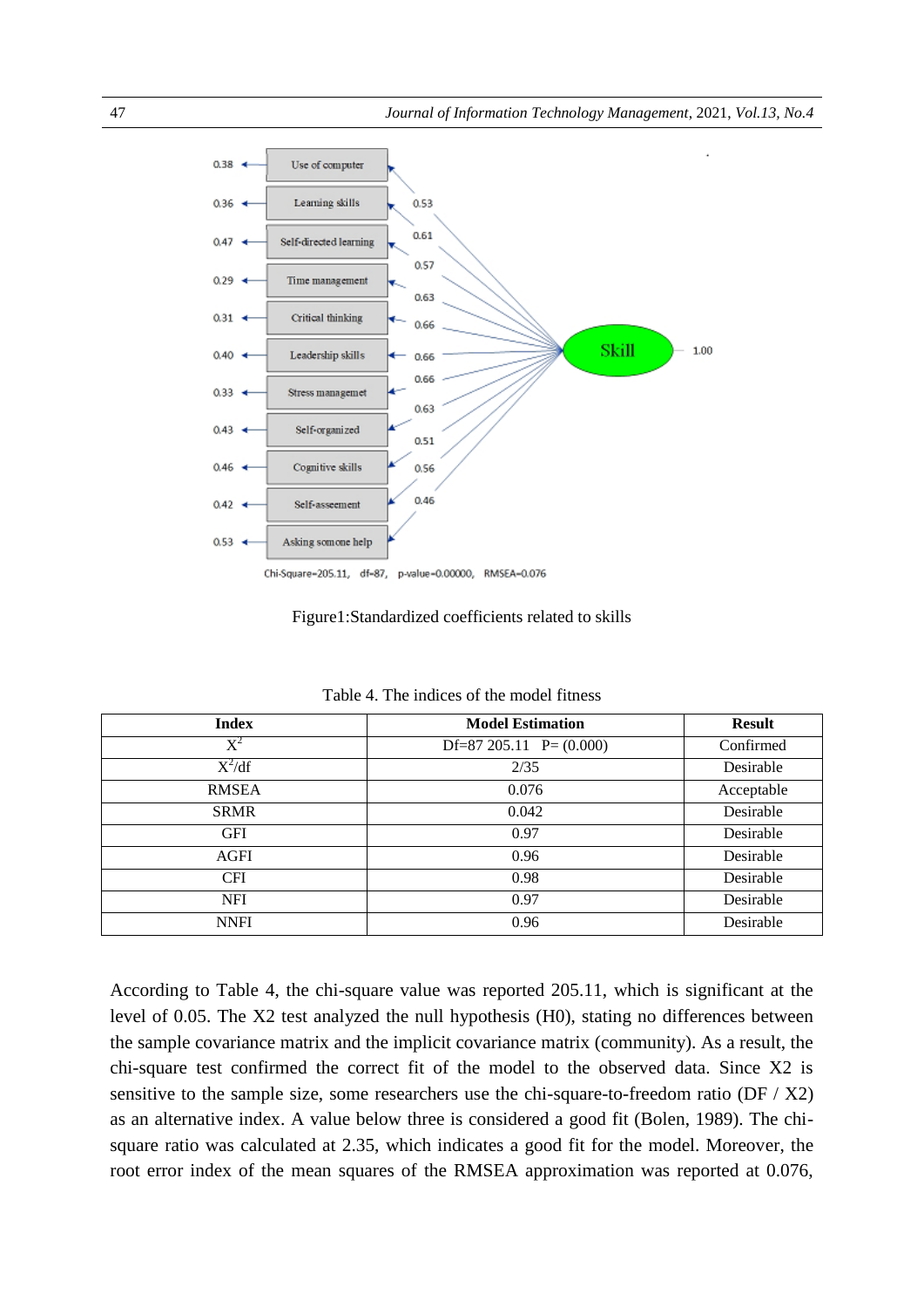Chi-Square=205.11, df=87, p-value=0.00000, RMSEA=0.076

Figure1:Standardized coefficients related to skills

Table 4. The indices of the model fitness

| Index | Model Estimation | Result |
|---|---|---|
| $X^2$ | Df=87 205.11 P= (0.000) | Confirmed |
| $X^2$/df | 2/35 | Desirable |
| RMSEA | 0.076 | Acceptable |
| SRMR | 0.042 | Desirable |
| GFI | 0.97 | Desirable |
| AGFI | 0.96 | Desirable |
| CFI | 0.98 | Desirable |
| NFI | 0.97 | Desirable |
| NNFI | 0.96 | Desirable |

According to Table 4, the chi-square value was reported 205.11, which is significant at the level of 0.05. The X2 test analyzed the null hypothesis (H0), stating no differences between the sample covariance matrix and the implicit covariance matrix (community). As a result, the chi-square test confirmed the correct fit of the model to the observed data. Since X2 is sensitive to the sample size, some researchers use the chi-square-to-freedom ratio (DF / X2) as an alternative index. A value below three is considered a good fit (Bolen, 1989). The chi-square ratio was calculated at 2.35, which indicates a good fit for the model. Moreover, the root error index of the mean squares of the RMSEA approximation was reported at 0.076,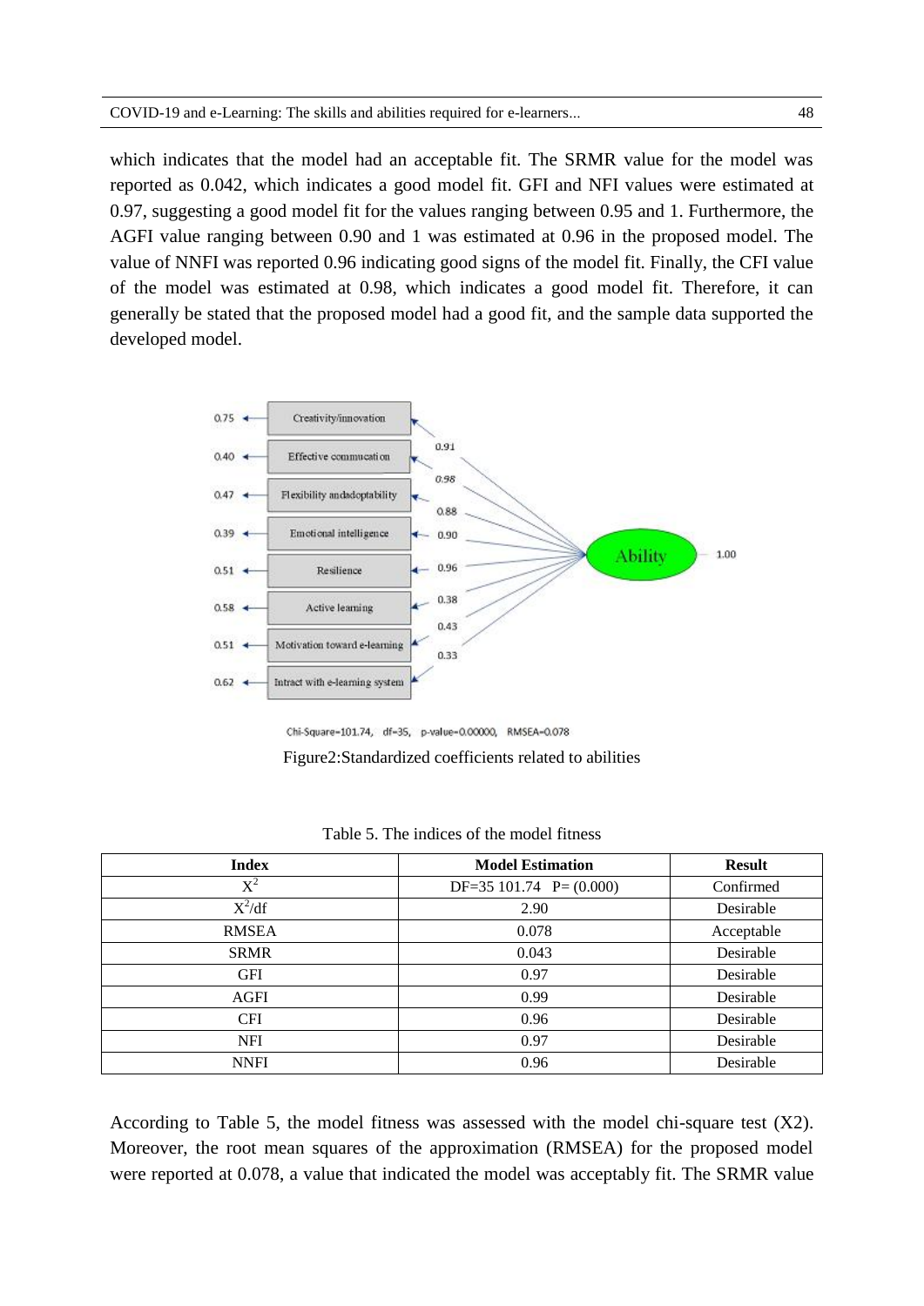which indicates that the model had an acceptable fit. The SRMR value for the model was reported as 0.042, which indicates a good model fit. GFI and NFI values were estimated at 0.97, suggesting a good model fit for the values ranging between 0.95 and 1. Furthermore, the AGFI value ranging between 0.90 and 1 was estimated at 0.96 in the proposed model. The value of NNFI was reported 0.96 indicating good signs of the model fit. Finally, the CFI value of the model was estimated at 0.98, which indicates a good model fit. Therefore, it can generally be stated that the proposed model had a good fit, and the sample data supported the developed model.

Chi-Square=101.74, df=35, p-value=0.00000, RMSEA=0.078

Figure2:Standardized coefficients related to abilities

Table 5. The indices of the model fitness

| Index | Model Estimation | Result |
|---|---|---|
| $X^2$ | DF=35 101.74 P= (0.000) | Confirmed |
| $X^2$/df | 2.90 | Desirable |
| RMSEA | 0.078 | Acceptable |
| SRMR | 0.043 | Desirable |
| GFI | 0.97 | Desirable |
| AGFI | 0.99 | Desirable |
| CFI | 0.96 | Desirable |
| NFI | 0.97 | Desirable |
| NNFI | 0.96 | Desirable |

According to Table 5, the model fitness was assessed with the model chi-square test (X2). Moreover, the root mean squares of the approximation (RMSEA) for the proposed model were reported at 0.078, a value that indicated the model was acceptably fit. The SRMR value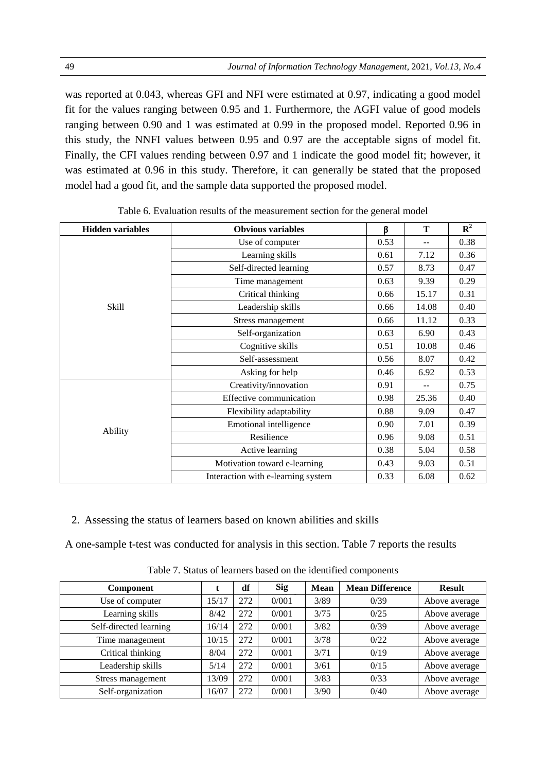was reported at 0.043, whereas GFI and NFI were estimated at 0.97, indicating a good model fit for the values ranging between 0.95 and 1. Furthermore, the AGFI value of good models ranging between 0.90 and 1 was estimated at 0.99 in the proposed model. Reported 0.96 in this study, the NNFI values between 0.95 and 0.97 are the acceptable signs of model fit. Finally, the CFI values rending between 0.97 and 1 indicate the good model fit; however, it was estimated at 0.96 in this study. Therefore, it can generally be stated that the proposed model had a good fit, and the sample data supported the proposed model.

Table 6. Evaluation results of the measurement section for the general model

| Hidden variables | Obvious variables | β | T | $R^2$ |
|---|---|---|---|---|
| Skill | Use of computer | 0.53 | -- | 0.38 |
| | Learning skills | 0.61 | 7.12 | 0.36 |
| | Self-directed learning | 0.57 | 8.73 | 0.47 |
| | Time management | 0.63 | 9.39 | 0.29 |
| | Critical thinking | 0.66 | 15.17 | 0.31 |
| | Leadership skills | 0.66 | 14.08 | 0.40 |
| | Stress management | 0.66 | 11.12 | 0.33 |
| | Self-organization | 0.63 | 6.90 | 0.43 |
| | Cognitive skills | 0.51 | 10.08 | 0.46 |
| | Self-assessment | 0.56 | 8.07 | 0.42 |
| | Asking for help | 0.46 | 6.92 | 0.53 |
| Ability | Creativity/innovation | 0.91 | -- | 0.75 |
| | Effective communication | 0.98 | 25.36 | 0.40 |
| | Flexibility adaptability | 0.88 | 9.09 | 0.47 |
| | Emotional intelligence | 0.90 | 7.01 | 0.39 |
| | Resilience | 0.96 | 9.08 | 0.51 |
| | Active learning | 0.38 | 5.04 | 0.58 |
| | Motivation toward e-learning | 0.43 | 9.03 | 0.51 |
| | Interaction with e-learning system | 0.33 | 6.08 | 0.62 |

2. Assessing the status of learners based on known abilities and skills

A one-sample t-test was conducted for analysis in this section. Table 7 reports the results

Table 7. Status of learners based on the identified components

| Component | t | df | Sig | Mean | Mean Difference | Result |
|---|---|---|---|---|---|---|
| Use of computer | 15/17 | 272 | 0/001 | 3/89 | 0/39 | Above average |
| Learning skills | 8/42 | 272 | 0/001 | 3/75 | 0/25 | Above average |
| Self-directed learning | 16/14 | 272 | 0/001 | 3/82 | 0/39 | Above average |
| Time management | 10/15 | 272 | 0/001 | 3/78 | 0/22 | Above average |
| Critical thinking | 8/04 | 272 | 0/001 | 3/71 | 0/19 | Above average |
| Leadership skills | 5/14 | 272 | 0/001 | 3/61 | 0/15 | Above average |
| Stress management | 13/09 | 272 | 0/001 | 3/83 | 0/33 | Above average |
| Self-organization | 16/07 | 272 | 0/001 | 3/90 | 0/40 | Above average |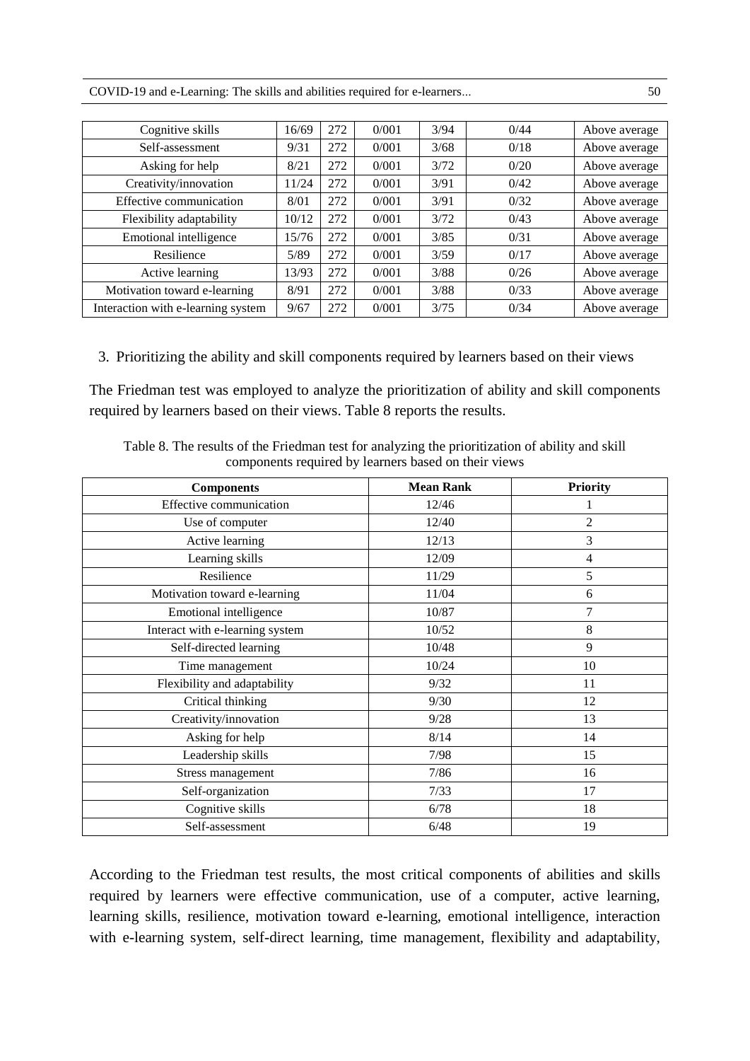| | | | | | | |
|---|---|---|---|---|---|---|
| Cognitive skills | 16/69 | 272 | 0/001 | 3/94 | 0/44 | Above average |
| Self-assessment | 9/31 | 272 | 0/001 | 3/68 | 0/18 | Above average |
| Asking for help | 8/21 | 272 | 0/001 | 3/72 | 0/20 | Above average |
| Creativity/innovation | 11/24 | 272 | 0/001 | 3/91 | 0/42 | Above average |
| Effective communication | 8/01 | 272 | 0/001 | 3/91 | 0/32 | Above average |
| Flexibility adaptability | 10/12 | 272 | 0/001 | 3/72 | 0/43 | Above average |
| Emotional intelligence | 15/76 | 272 | 0/001 | 3/85 | 0/31 | Above average |
| Resilience | 5/89 | 272 | 0/001 | 3/59 | 0/17 | Above average |
| Active learning | 13/93 | 272 | 0/001 | 3/88 | 0/26 | Above average |
| Motivation toward e-learning | 8/91 | 272 | 0/001 | 3/88 | 0/33 | Above average |
| Interaction with e-learning system | 9/67 | 272 | 0/001 | 3/75 | 0/34 | Above average |

3. Prioritizing the ability and skill components required by learners based on their views

The Friedman test was employed to analyze the prioritization of ability and skill components required by learners based on their views. Table 8 reports the results.

Table 8. The results of the Friedman test for analyzing the prioritization of ability and skill components required by learners based on their views

| Components | Mean Rank | Priority |
|---|---|---|
| Effective communication | 12/46 | 1 |
| Use of computer | 12/40 | 2 |
| Active learning | 12/13 | 3 |
| Learning skills | 12/09 | 4 |
| Resilience | 11/29 | 5 |
| Motivation toward e-learning | 11/04 | 6 |
| Emotional intelligence | 10/87 | 7 |
| Interact with e-learning system | 10/52 | 8 |
| Self-directed learning | 10/48 | 9 |
| Time management | 10/24 | 10 |
| Flexibility and adaptability | 9/32 | 11 |
| Critical thinking | 9/30 | 12 |
| Creativity/innovation | 9/28 | 13 |
| Asking for help | 8/14 | 14 |
| Leadership skills | 7/98 | 15 |
| Stress management | 7/86 | 16 |
| Self-organization | 7/33 | 17 |
| Cognitive skills | 6/78 | 18 |
| Self-assessment | 6/48 | 19 |

According to the Friedman test results, the most critical components of abilities and skills required by learners were effective communication, use of a computer, active learning, learning skills, resilience, motivation toward e-learning, emotional intelligence, interaction with e-learning system, self-direct learning, time management, flexibility and adaptability,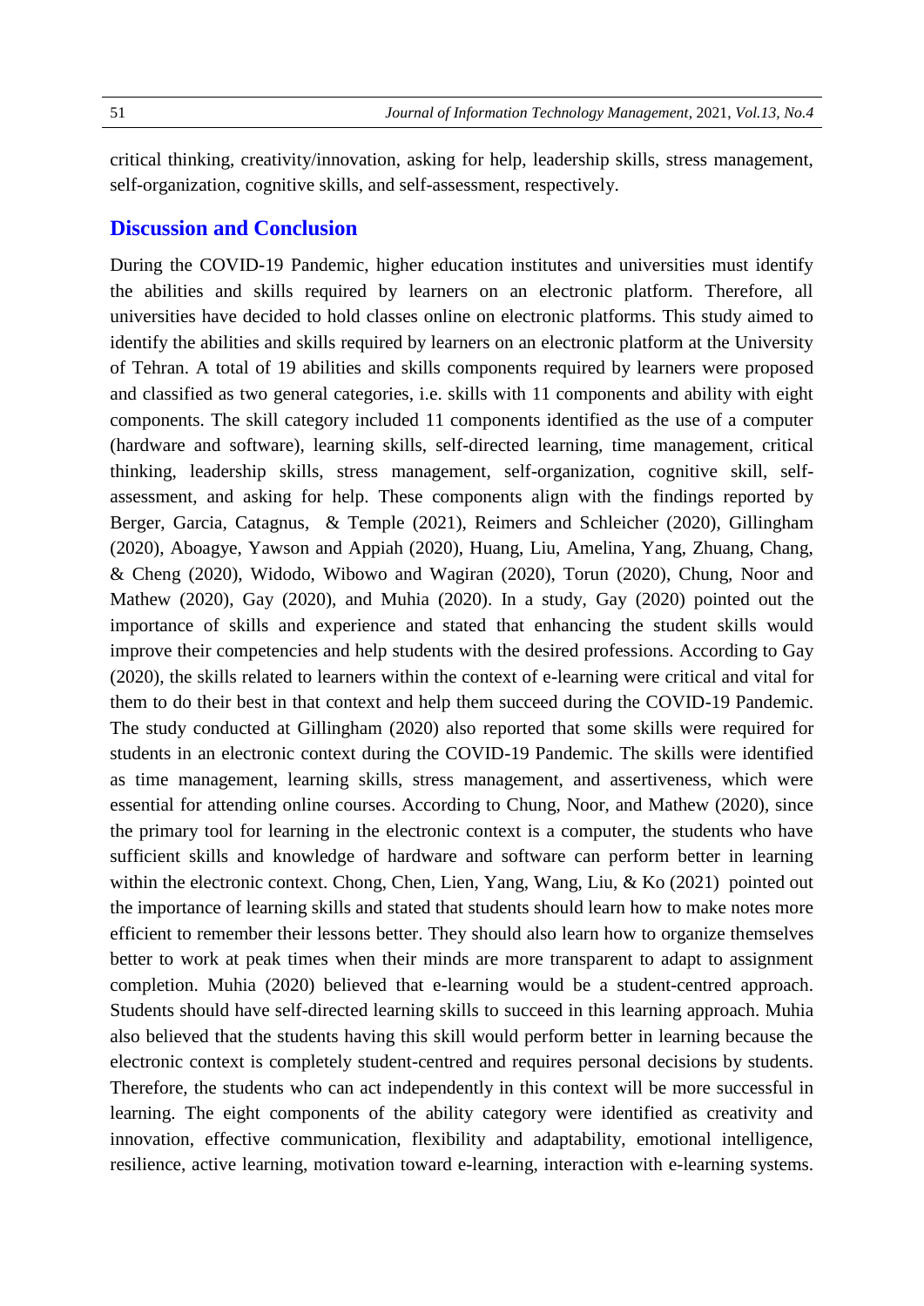critical thinking, creativity/innovation, asking for help, leadership skills, stress management, self-organization, cognitive skills, and self-assessment, respectively.

## Discussion and Conclusion

During the COVID-19 Pandemic, higher education institutes and universities must identify the abilities and skills required by learners on an electronic platform. Therefore, all universities have decided to hold classes online on electronic platforms. This study aimed to identify the abilities and skills required by learners on an electronic platform at the University of Tehran. A total of 19 abilities and skills components required by learners were proposed and classified as two general categories, i.e. skills with 11 components and ability with eight components. The skill category included 11 components identified as the use of a computer (hardware and software), learning skills, self-directed learning, time management, critical thinking, leadership skills, stress management, self-organization, cognitive skill, self-assessment, and asking for help. These components align with the findings reported by Berger, Garcia, Catagnus, & Temple (2021), Reimers and Schleicher (2020), Gillingham (2020), Aboagye, Yawson and Appiah (2020), Huang, Liu, Amelina, Yang, Zhuang, Chang, & Cheng (2020), Widodo, Wibowo and Wagiran (2020), Torun (2020), Chung, Noor and Mathew (2020), Gay (2020), and Muhia (2020). In a study, Gay (2020) pointed out the importance of skills and experience and stated that enhancing the student skills would improve their competencies and help students with the desired professions. According to Gay (2020), the skills related to learners within the context of e-learning were critical and vital for them to do their best in that context and help them succeed during the COVID-19 Pandemic. The study conducted at Gillingham (2020) also reported that some skills were required for students in an electronic context during the COVID-19 Pandemic. The skills were identified as time management, learning skills, stress management, and assertiveness, which were essential for attending online courses. According to Chung, Noor, and Mathew (2020), since the primary tool for learning in the electronic context is a computer, the students who have sufficient skills and knowledge of hardware and software can perform better in learning within the electronic context. Chong, Chen, Lien, Yang, Wang, Liu, & Ko (2021) pointed out the importance of learning skills and stated that students should learn how to make notes more efficient to remember their lessons better. They should also learn how to organize themselves better to work at peak times when their minds are more transparent to adapt to assignment completion. Muhia (2020) believed that e-learning would be a student-centred approach. Students should have self-directed learning skills to succeed in this learning approach. Muhia also believed that the students having this skill would perform better in learning because the electronic context is completely student-centred and requires personal decisions by students. Therefore, the students who can act independently in this context will be more successful in learning. The eight components of the ability category were identified as creativity and innovation, effective communication, flexibility and adaptability, emotional intelligence, resilience, active learning, motivation toward e-learning, interaction with e-learning systems.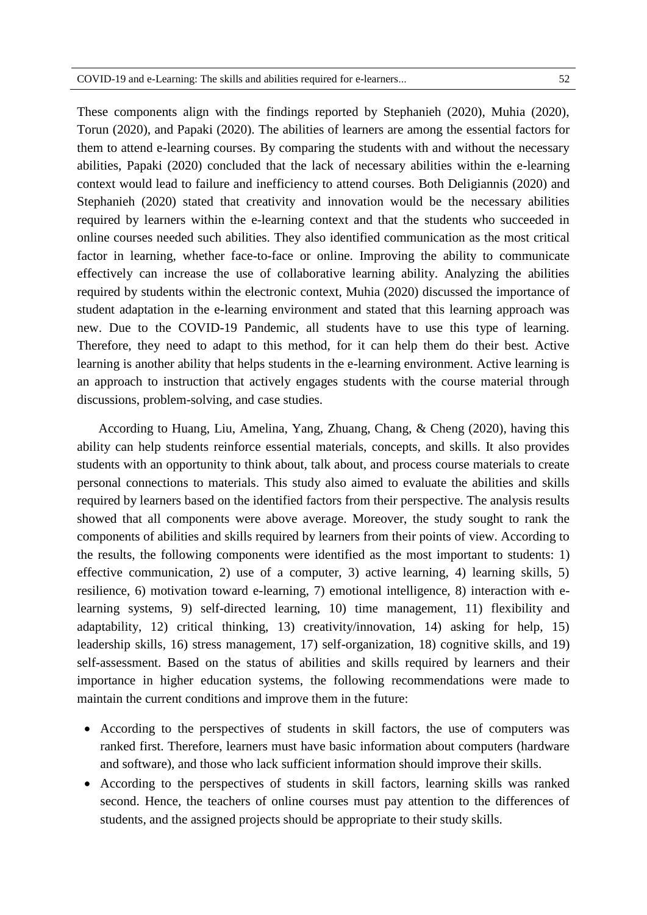These components align with the findings reported by Stephanieh (2020), Muhia (2020), Torun (2020), and Papaki (2020). The abilities of learners are among the essential factors for them to attend e-learning courses. By comparing the students with and without the necessary abilities, Papaki (2020) concluded that the lack of necessary abilities within the e-learning context would lead to failure and inefficiency to attend courses. Both Deligiannis (2020) and Stephanieh (2020) stated that creativity and innovation would be the necessary abilities required by learners within the e-learning context and that the students who succeeded in online courses needed such abilities. They also identified communication as the most critical factor in learning, whether face-to-face or online. Improving the ability to communicate effectively can increase the use of collaborative learning ability. Analyzing the abilities required by students within the electronic context, Muhia (2020) discussed the importance of student adaptation in the e-learning environment and stated that this learning approach was new. Due to the COVID-19 Pandemic, all students have to use this type of learning. Therefore, they need to adapt to this method, for it can help them do their best. Active learning is another ability that helps students in the e-learning environment. Active learning is an approach to instruction that actively engages students with the course material through discussions, problem-solving, and case studies.

According to Huang, Liu, Amelina, Yang, Zhuang, Chang, & Cheng (2020), having this ability can help students reinforce essential materials, concepts, and skills. It also provides students with an opportunity to think about, talk about, and process course materials to create personal connections to materials. This study also aimed to evaluate the abilities and skills required by learners based on the identified factors from their perspective. The analysis results showed that all components were above average. Moreover, the study sought to rank the components of abilities and skills required by learners from their points of view. According to the results, the following components were identified as the most important to students: 1) effective communication, 2) use of a computer, 3) active learning, 4) learning skills, 5) resilience, 6) motivation toward e-learning, 7) emotional intelligence, 8) interaction with e-learning systems, 9) self-directed learning, 10) time management, 11) flexibility and adaptability, 12) critical thinking, 13) creativity/innovation, 14) asking for help, 15) leadership skills, 16) stress management, 17) self-organization, 18) cognitive skills, and 19) self-assessment. Based on the status of abilities and skills required by learners and their importance in higher education systems, the following recommendations were made to maintain the current conditions and improve them in the future:

- According to the perspectives of students in skill factors, the use of computers was ranked first. Therefore, learners must have basic information about computers (hardware and software), and those who lack sufficient information should improve their skills.
- According to the perspectives of students in skill factors, learning skills was ranked second. Hence, the teachers of online courses must pay attention to the differences of students, and the assigned projects should be appropriate to their study skills.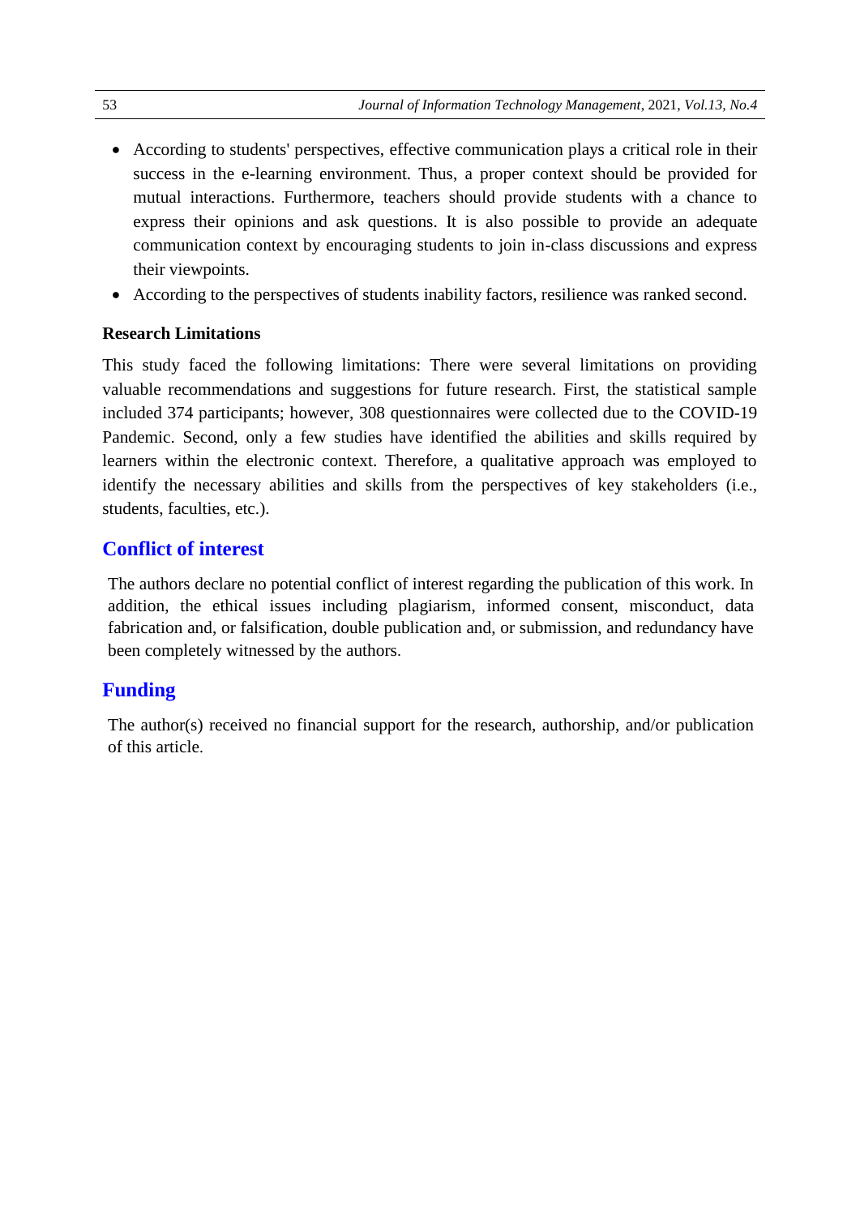- According to students' perspectives, effective communication plays a critical role in their success in the e-learning environment. Thus, a proper context should be provided for mutual interactions. Furthermore, teachers should provide students with a chance to express their opinions and ask questions. It is also possible to provide an adequate communication context by encouraging students to join in-class discussions and express their viewpoints.
- According to the perspectives of students inability factors, resilience was ranked second.

**Research Limitations**

This study faced the following limitations: There were several limitations on providing valuable recommendations and suggestions for future research. First, the statistical sample included 374 participants; however, 308 questionnaires were collected due to the COVID-19 Pandemic. Second, only a few studies have identified the abilities and skills required by learners within the electronic context. Therefore, a qualitative approach was employed to identify the necessary abilities and skills from the perspectives of key stakeholders (i.e., students, faculties, etc.).

## Conflict of interest

The authors declare no potential conflict of interest regarding the publication of this work. In addition, the ethical issues including plagiarism, informed consent, misconduct, data fabrication and, or falsification, double publication and, or submission, and redundancy have been completely witnessed by the authors.

## Funding

The author(s) received no financial support for the research, authorship, and/or publication of this article.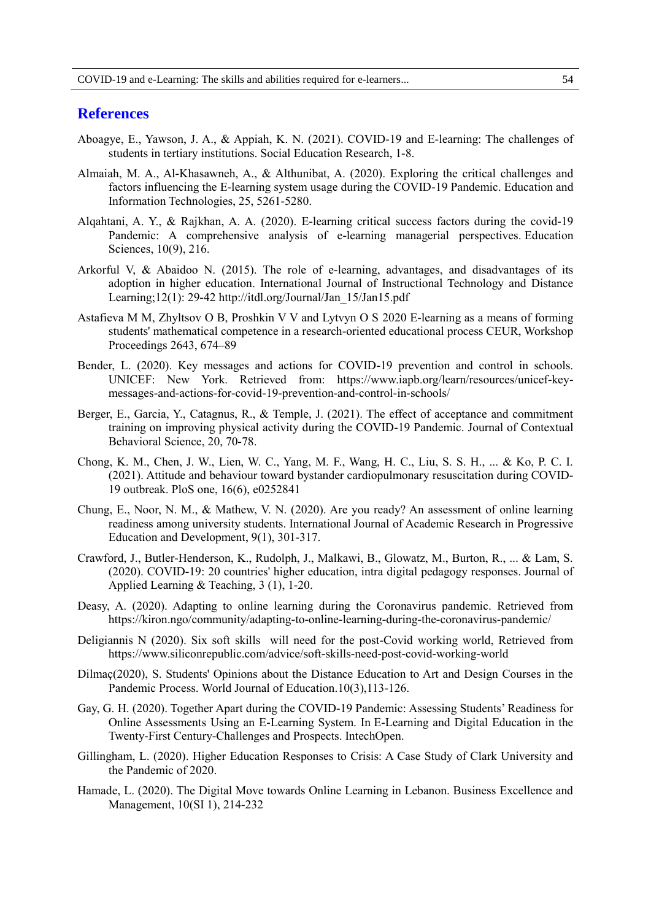## References

Aboagye, E., Yawson, J. A., & Appiah, K. N. (2021). COVID-19 and E-learning: The challenges of students in tertiary institutions. Social Education Research, 1-8.

Almaiah, M. A., Al-Khasawneh, A., & Althunibat, A. (2020). Exploring the critical challenges and factors influencing the E-learning system usage during the COVID-19 Pandemic. Education and Information Technologies, 25, 5261-5280.

Alqahtani, A. Y., & Rajkhan, A. A. (2020). E-learning critical success factors during the covid-19 Pandemic: A comprehensive analysis of e-learning managerial perspectives. Education Sciences, 10(9), 216.

Arkorful V, & Abaidoo N. (2015). The role of e-learning, advantages, and disadvantages of its adoption in higher education. International Journal of Instructional Technology and Distance Learning;12(1): 29-42 http://itdl.org/Journal/Jan_15/Jan15.pdf

Astafieva M M, Zhyltsov O B, Proshkin V V and Lytvyn O S 2020 E-learning as a means of forming students' mathematical competence in a research-oriented educational process CEUR, Workshop Proceedings 2643, 674–89

Bender, L. (2020). Key messages and actions for COVID-19 prevention and control in schools. UNICEF: New York. Retrieved from: https://www.iapb.org/learn/resources/unicef-key-messages-and-actions-for-covid-19-prevention-and-control-in-schools/

Berger, E., Garcia, Y., Catagnus, R., & Temple, J. (2021). The effect of acceptance and commitment training on improving physical activity during the COVID-19 Pandemic. Journal of Contextual Behavioral Science, 20, 70-78.

Chong, K. M., Chen, J. W., Lien, W. C., Yang, M. F., Wang, H. C., Liu, S. S. H., ... & Ko, P. C. I. (2021). Attitude and behaviour toward bystander cardiopulmonary resuscitation during COVID-19 outbreak. PloS one, 16(6), e0252841

Chung, E., Noor, N. M., & Mathew, V. N. (2020). Are you ready? An assessment of online learning readiness among university students. International Journal of Academic Research in Progressive Education and Development, 9(1), 301-317.

Crawford, J., Butler-Henderson, K., Rudolph, J., Malkawi, B., Glowatz, M., Burton, R., ... & Lam, S. (2020). COVID-19: 20 countries' higher education, intra digital pedagogy responses. Journal of Applied Learning & Teaching, 3 (1), 1-20.

Deasy, A. (2020). Adapting to online learning during the Coronavirus pandemic. Retrieved from https://kiron.ngo/community/adapting-to-online-learning-during-the-coronavirus-pandemic/

Deligiannis N (2020). Six soft skills will need for the post-Covid working world, Retrieved from https://www.siliconrepublic.com/advice/soft-skills-need-post-covid-working-world

Dilmaç(2020), S. Students' Opinions about the Distance Education to Art and Design Courses in the Pandemic Process. World Journal of Education.10(3),113-126.

Gay, G. H. (2020). Together Apart during the COVID-19 Pandemic: Assessing Students' Readiness for Online Assessments Using an E-Learning System. In E-Learning and Digital Education in the Twenty-First Century-Challenges and Prospects. IntechOpen.

Gillingham, L. (2020). Higher Education Responses to Crisis: A Case Study of Clark University and the Pandemic of 2020.

Hamade, L. (2020). The Digital Move towards Online Learning in Lebanon. Business Excellence and Management, 10(SI 1), 214-232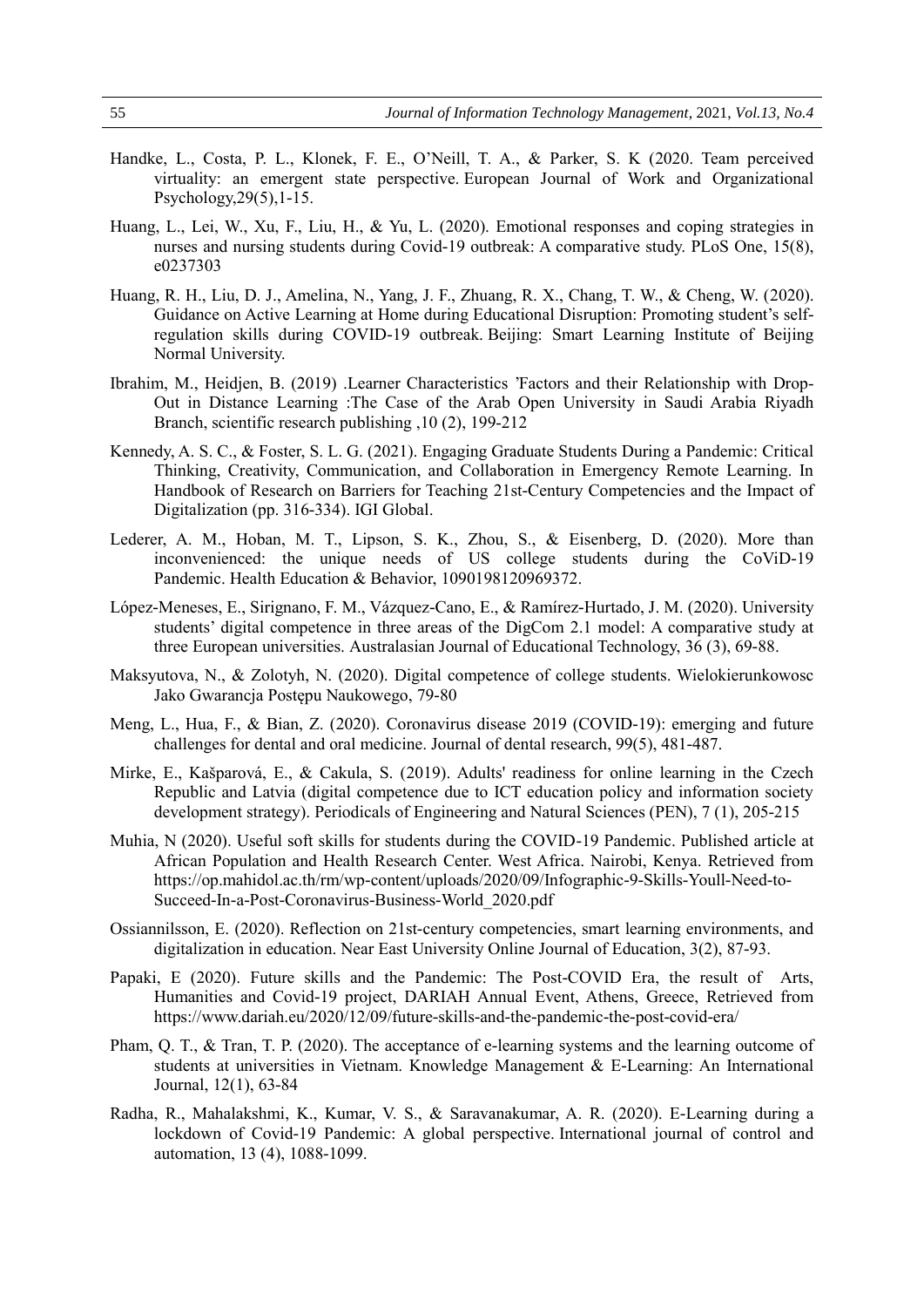Handke, L., Costa, P. L., Klonek, F. E., O'Neill, T. A., & Parker, S. K (2020. Team perceived virtuality: an emergent state perspective. European Journal of Work and Organizational Psychology,29(5),1-15.

Huang, L., Lei, W., Xu, F., Liu, H., & Yu, L. (2020). Emotional responses and coping strategies in nurses and nursing students during Covid-19 outbreak: A comparative study. PLoS One, 15(8), e0237303

Huang, R. H., Liu, D. J., Amelina, N., Yang, J. F., Zhuang, R. X., Chang, T. W., & Cheng, W. (2020). Guidance on Active Learning at Home during Educational Disruption: Promoting student's self-regulation skills during COVID-19 outbreak. Beijing: Smart Learning Institute of Beijing Normal University.

Ibrahim, M., Heidjen, B. (2019) .Learner Characteristics 'Factors and their Relationship with Drop-Out in Distance Learning :The Case of the Arab Open University in Saudi Arabia Riyadh Branch, scientific research publishing ,10 (2), 199-212

Kennedy, A. S. C., & Foster, S. L. G. (2021). Engaging Graduate Students During a Pandemic: Critical Thinking, Creativity, Communication, and Collaboration in Emergency Remote Learning. In Handbook of Research on Barriers for Teaching 21st-Century Competencies and the Impact of Digitalization (pp. 316-334). IGI Global.

Lederer, A. M., Hoban, M. T., Lipson, S. K., Zhou, S., & Eisenberg, D. (2020). More than inconvenienced: the unique needs of US college students during the CoViD-19 Pandemic. Health Education & Behavior, 1090198120969372.

López-Meneses, E., Sirignano, F. M., Vázquez-Cano, E., & Ramírez-Hurtado, J. M. (2020). University students' digital competence in three areas of the DigCom 2.1 model: A comparative study at three European universities. Australasian Journal of Educational Technology, 36 (3), 69-88.

Maksyutova, N., & Zolotyh, N. (2020). Digital competence of college students. Wielokierunkowosc Jako Gwarancja Postępu Naukowego, 79-80

Meng, L., Hua, F., & Bian, Z. (2020). Coronavirus disease 2019 (COVID-19): emerging and future challenges for dental and oral medicine. Journal of dental research, 99(5), 481-487.

Mirke, E., Kašparová, E., & Cakula, S. (2019). Adults' readiness for online learning in the Czech Republic and Latvia (digital competence due to ICT education policy and information society development strategy). Periodicals of Engineering and Natural Sciences (PEN), 7 (1), 205-215

Muhia, N (2020). Useful soft skills for students during the COVID-19 Pandemic. Published article at African Population and Health Research Center. West Africa. Nairobi, Kenya. Retrieved from https://op.mahidol.ac.th/rm/wp-content/uploads/2020/09/Infographic-9-Skills-Youll-Need-to-Succeed-In-a-Post-Coronavirus-Business-World_2020.pdf

Ossiannilsson, E. (2020). Reflection on 21st-century competencies, smart learning environments, and digitalization in education. Near East University Online Journal of Education, 3(2), 87-93.

Papaki, E (2020). Future skills and the Pandemic: The Post-COVID Era, the result of Arts, Humanities and Covid-19 project, DARIAH Annual Event, Athens, Greece, Retrieved from https://www.dariah.eu/2020/12/09/future-skills-and-the-pandemic-the-post-covid-era/

Pham, Q. T., & Tran, T. P. (2020). The acceptance of e-learning systems and the learning outcome of students at universities in Vietnam. Knowledge Management & E-Learning: An International Journal, 12(1), 63-84

Radha, R., Mahalakshmi, K., Kumar, V. S., & Saravanakumar, A. R. (2020). E-Learning during a lockdown of Covid-19 Pandemic: A global perspective. International journal of control and automation, 13 (4), 1088-1099.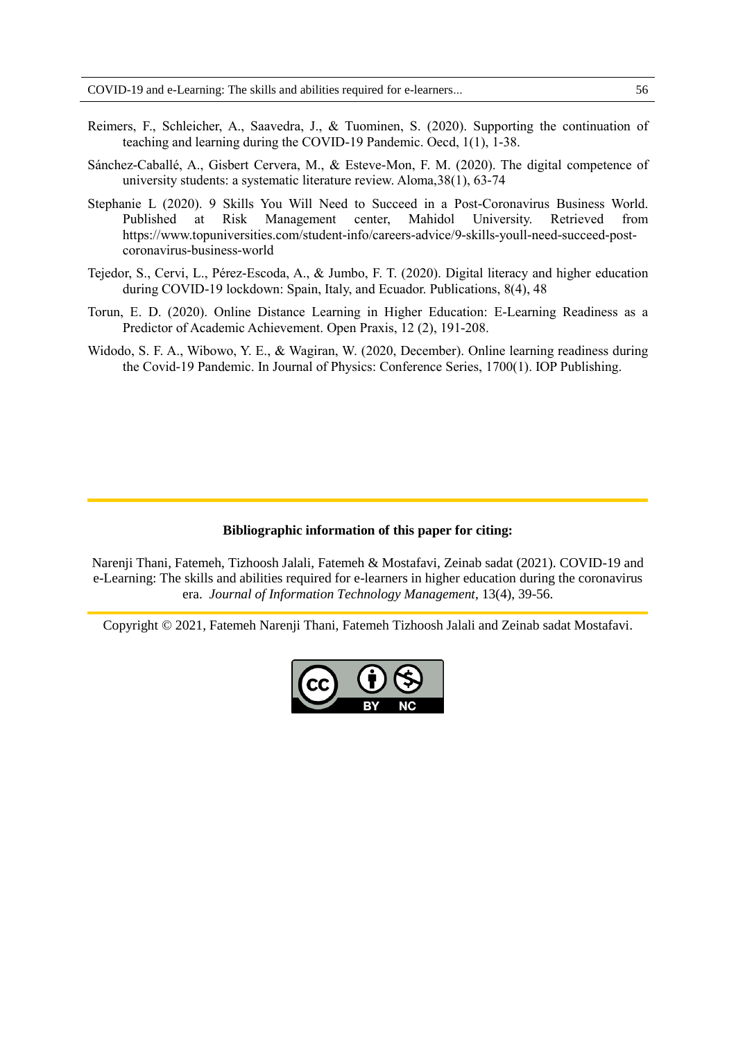Reimers, F., Schleicher, A., Saavedra, J., & Tuominen, S. (2020). Supporting the continuation of teaching and learning during the COVID-19 Pandemic. Oecd, 1(1), 1-38.

Sánchez-Caballé, A., Gisbert Cervera, M., & Esteve-Mon, F. M. (2020). The digital competence of university students: a systematic literature review. Aloma,38(1), 63-74

Stephanie L (2020). 9 Skills You Will Need to Succeed in a Post-Coronavirus Business World. Published at Risk Management center, Mahidol University. Retrieved from https://www.topuniversities.com/student-info/careers-advice/9-skills-youll-need-succeed-post-coronavirus-business-world

Tejedor, S., Cervi, L., Pérez-Escoda, A., & Jumbo, F. T. (2020). Digital literacy and higher education during COVID-19 lockdown: Spain, Italy, and Ecuador. Publications, 8(4), 48

Torun, E. D. (2020). Online Distance Learning in Higher Education: E-Learning Readiness as a Predictor of Academic Achievement. Open Praxis, 12 (2), 191-208.

Widodo, S. F. A., Wibowo, Y. E., & Wagiran, W. (2020, December). Online learning readiness during the Covid-19 Pandemic. In Journal of Physics: Conference Series, 1700(1). IOP Publishing.

---

**Bibliographic information of this paper for citing:**

Narenji Thani, Fatemeh, Tizhoosh Jalali, Fatemeh & Mostafavi, Zeinab sadat (2021). COVID-19 and e-Learning: The skills and abilities required for e-learners in higher education during the coronavirus era. *Journal of Information Technology Management*, 13(4), 39-56.

---

Copyright © 2021, Fatemeh Narenji Thani, Fatemeh Tizhoosh Jalali and Zeinab sadat Mostafavi.